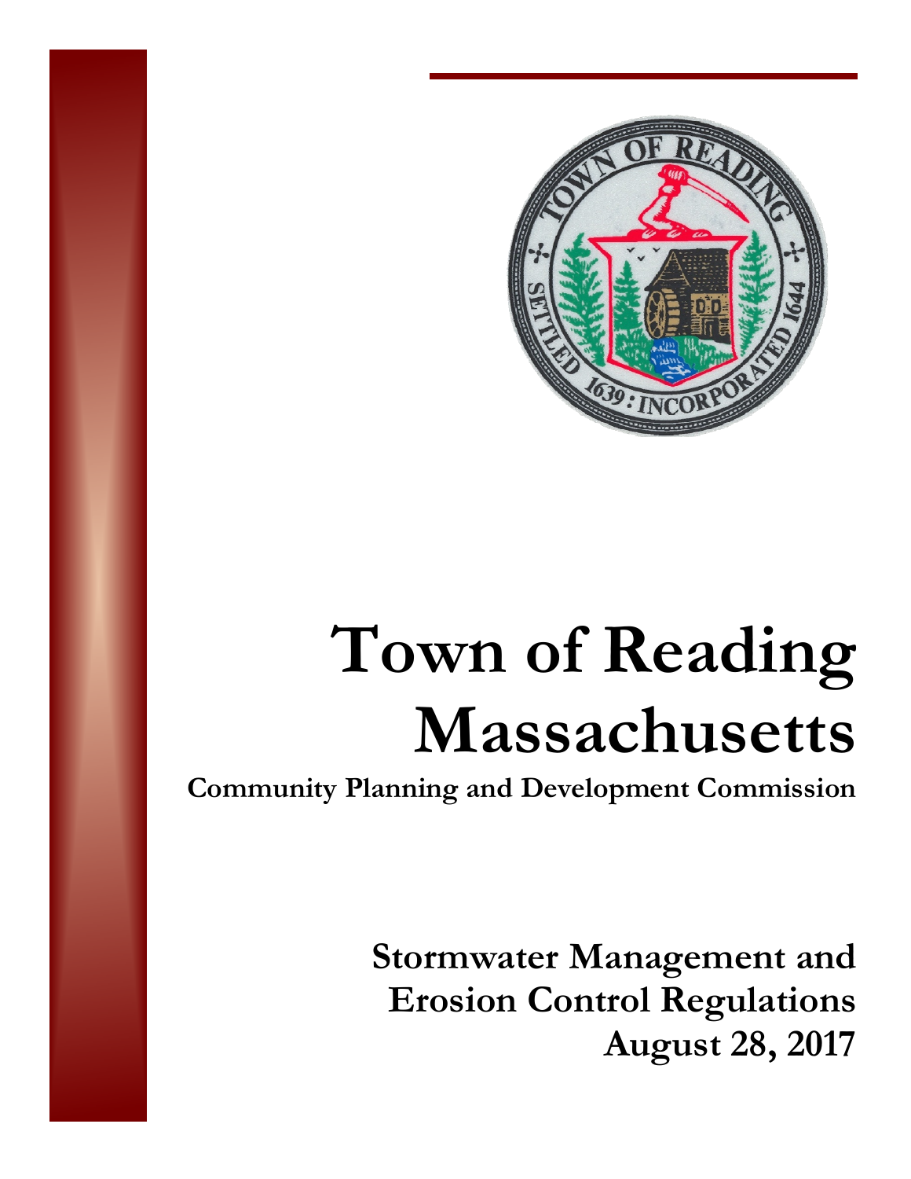# Town of Reading Massachusetts

**Community Planning and Development Commission**

## Stormwater Management and Erosion Control Regulations

**August 28, 2017**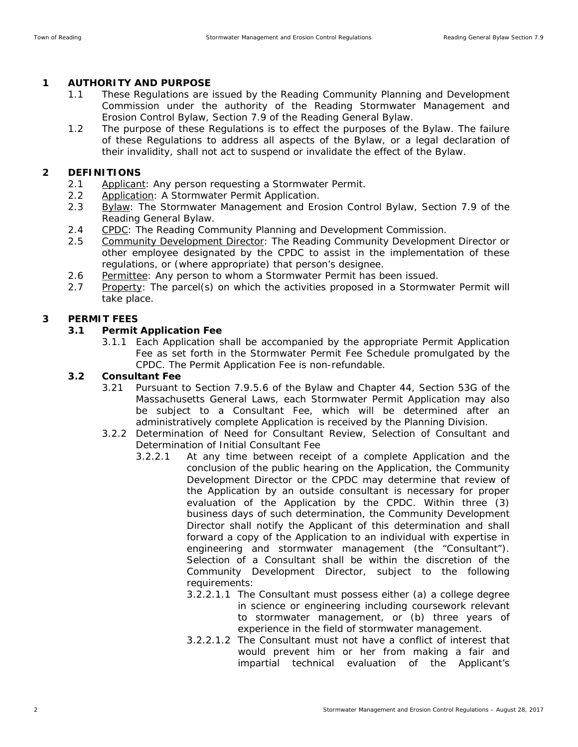## 1 AUTHORITY AND PURPOSE

1.1 These Regulations are issued by the Reading Community Planning and Development Commission under the authority of the Reading Stormwater Management and Erosion Control Bylaw, Section 7.9 of the Reading General Bylaw.

1.2 The purpose of these Regulations is to effect the purposes of the Bylaw. The failure of these Regulations to address all aspects of the Bylaw, or a legal declaration of their invalidity, shall not act to suspend or invalidate the effect of the Bylaw.

## 2 DEFINITIONS

2.1 Applicant: Any person requesting a Stormwater Permit.

2.2 Application: A Stormwater Permit Application.

2.3 Bylaw: The Stormwater Management and Erosion Control Bylaw, Section 7.9 of the Reading General Bylaw.

2.4 CPDC: The Reading Community Planning and Development Commission.

2.5 Community Development Director: The Reading Community Development Director or other employee designated by the CPDC to assist in the implementation of these regulations, or (where appropriate) that person's designee.

2.6 Permittee: Any person to whom a Stormwater Permit has been issued.

2.7 Property: The parcel(s) on which the activities proposed in a Stormwater Permit will take place.

## 3 PERMIT FEES

### 3.1 Permit Application Fee

3.1.1 Each Application shall be accompanied by the appropriate Permit Application Fee as set forth in the Stormwater Permit Fee Schedule promulgated by the CPDC. The Permit Application Fee is non-refundable.

### 3.2 Consultant Fee

3.21 Pursuant to Section 7.9.5.6 of the Bylaw and Chapter 44, Section 53G of the Massachusetts General Laws, each Stormwater Permit Application may also be subject to a Consultant Fee, which will be determined after an administratively complete Application is received by the Planning Division.

3.2.2 Determination of Need for Consultant Review, Selection of Consultant and Determination of Initial Consultant Fee

3.2.2.1 At any time between receipt of a complete Application and the conclusion of the public hearing on the Application, the Community Development Director or the CPDC may determine that review of the Application by an outside consultant is necessary for proper evaluation of the Application by the CPDC. Within three (3) business days of such determination, the Community Development Director shall notify the Applicant of this determination and shall forward a copy of the Application to an individual with expertise in engineering and stormwater management (the "Consultant"). Selection of a Consultant shall be within the discretion of the Community Development Director, subject to the following requirements:

3.2.2.1.1 The Consultant must possess either (a) a college degree in science or engineering including coursework relevant to stormwater management, or (b) three years of experience in the field of stormwater management.

3.2.2.1.2 The Consultant must not have a conflict of interest that would prevent him or her from making a fair and impartial technical evaluation of the Applicant's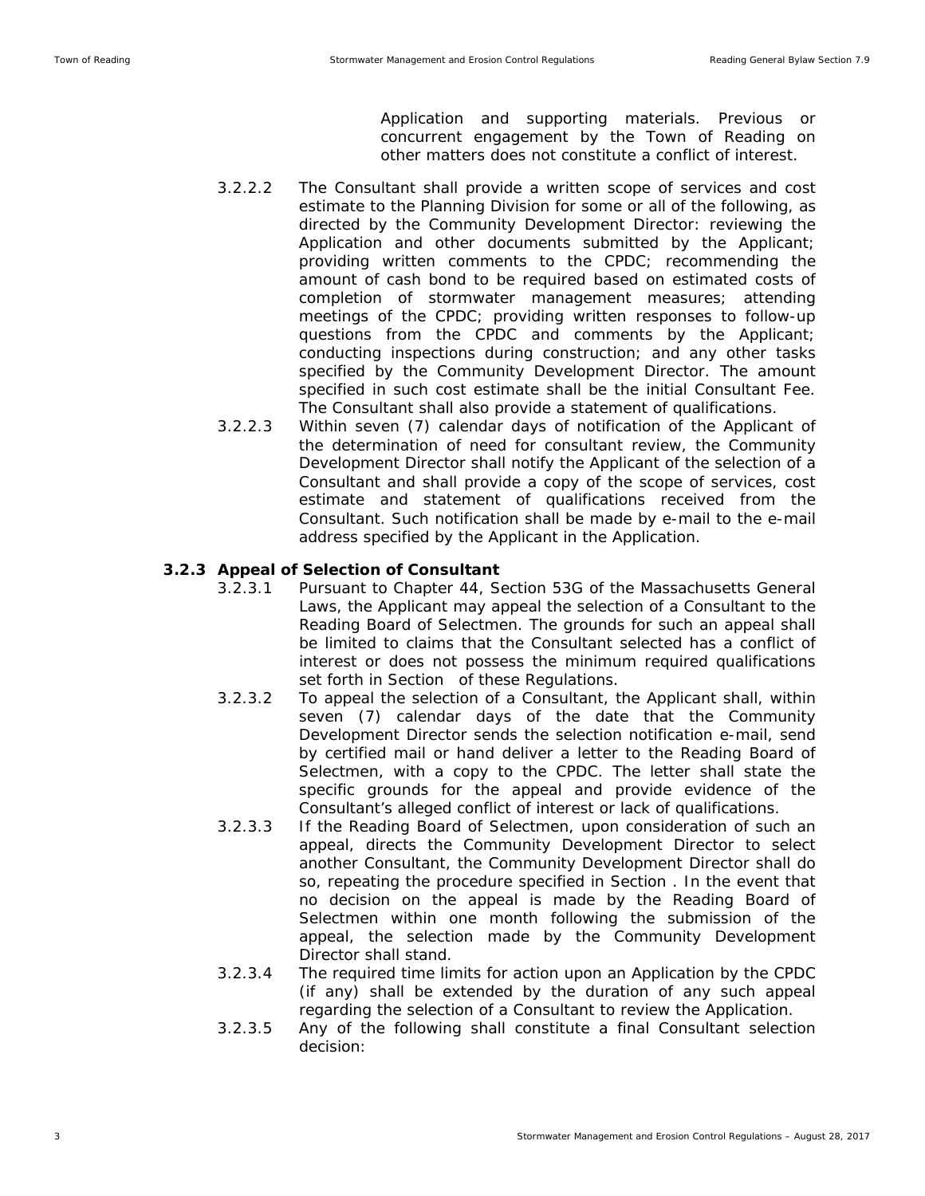Application and supporting materials. Previous or concurrent engagement by the Town of Reading on other matters does not constitute a conflict of interest.

3.2.2.2 The Consultant shall provide a written scope of services and cost estimate to the Planning Division for some or all of the following, as directed by the Community Development Director: reviewing the Application and other documents submitted by the Applicant; providing written comments to the CPDC; recommending the amount of cash bond to be required based on estimated costs of completion of stormwater management measures; attending meetings of the CPDC; providing written responses to follow-up questions from the CPDC and comments by the Applicant; conducting inspections during construction; and any other tasks specified by the Community Development Director. The amount specified in such cost estimate shall be the initial Consultant Fee. The Consultant shall also provide a statement of qualifications.

3.2.2.3 Within seven (7) calendar days of notification of the Applicant of the determination of need for consultant review, the Community Development Director shall notify the Applicant of the selection of a Consultant and shall provide a copy of the scope of services, cost estimate and statement of qualifications received from the Consultant. Such notification shall be made by e-mail to the e-mail address specified by the Applicant in the Application.

### 3.2.3 Appeal of Selection of Consultant

3.2.3.1 Pursuant to Chapter 44, Section 53G of the Massachusetts General Laws, the Applicant may appeal the selection of a Consultant to the Reading Board of Selectmen. The grounds for such an appeal shall be limited to claims that the Consultant selected has a conflict of interest or does not possess the minimum required qualifications set forth in Section of these Regulations.

3.2.3.2 To appeal the selection of a Consultant, the Applicant shall, within seven (7) calendar days of the date that the Community Development Director sends the selection notification e-mail, send by certified mail or hand deliver a letter to the Reading Board of Selectmen, with a copy to the CPDC. The letter shall state the specific grounds for the appeal and provide evidence of the Consultant's alleged conflict of interest or lack of qualifications.

3.2.3.3 If the Reading Board of Selectmen, upon consideration of such an appeal, directs the Community Development Director to select another Consultant, the Community Development Director shall do so, repeating the procedure specified in Section . In the event that no decision on the appeal is made by the Reading Board of Selectmen within one month following the submission of the appeal, the selection made by the Community Development Director shall stand.

3.2.3.4 The required time limits for action upon an Application by the CPDC (if any) shall be extended by the duration of any such appeal regarding the selection of a Consultant to review the Application.

3.2.3.5 Any of the following shall constitute a final Consultant selection decision: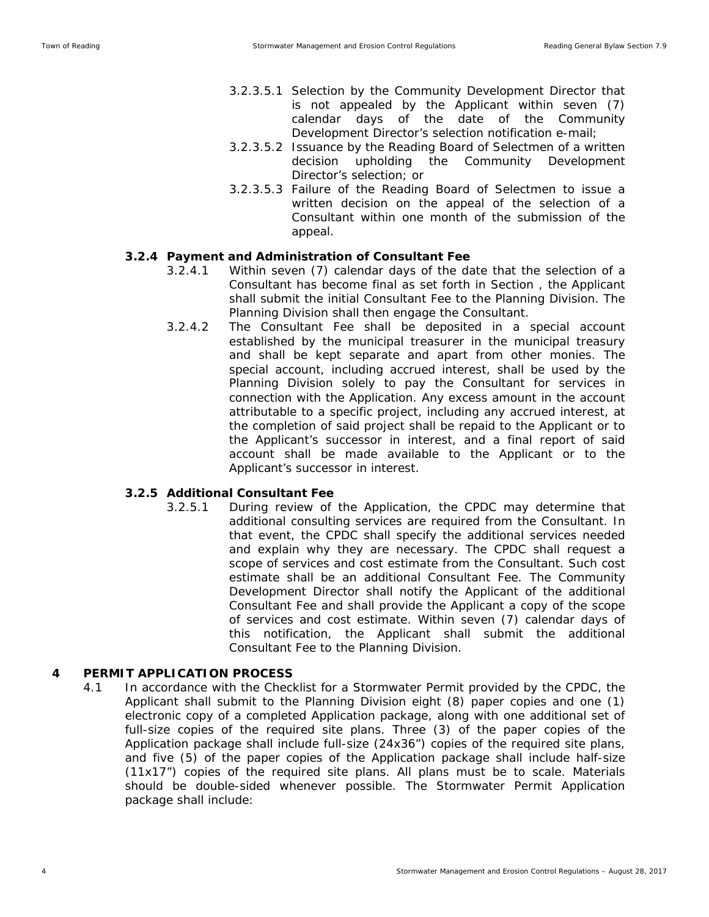3.2.3.5.1 Selection by the Community Development Director that is not appealed by the Applicant within seven (7) calendar days of the date of the Community Development Director's selection notification e-mail;

3.2.3.5.2 Issuance by the Reading Board of Selectmen of a written decision upholding the Community Development Director's selection; or

3.2.3.5.3 Failure of the Reading Board of Selectmen to issue a written decision on the appeal of the selection of a Consultant within one month of the submission of the appeal.

### 3.2.4 Payment and Administration of Consultant Fee

3.2.4.1 Within seven (7) calendar days of the date that the selection of a Consultant has become final as set forth in Section , the Applicant shall submit the initial Consultant Fee to the Planning Division. The Planning Division shall then engage the Consultant.

3.2.4.2 The Consultant Fee shall be deposited in a special account established by the municipal treasurer in the municipal treasury and shall be kept separate and apart from other monies. The special account, including accrued interest, shall be used by the Planning Division solely to pay the Consultant for services in connection with the Application. Any excess amount in the account attributable to a specific project, including any accrued interest, at the completion of said project shall be repaid to the Applicant or to the Applicant's successor in interest, and a final report of said account shall be made available to the Applicant or to the Applicant's successor in interest.

### 3.2.5 Additional Consultant Fee

3.2.5.1 During review of the Application, the CPDC may determine that additional consulting services are required from the Consultant. In that event, the CPDC shall specify the additional services needed and explain why they are necessary. The CPDC shall request a scope of services and cost estimate from the Consultant. Such cost estimate shall be an additional Consultant Fee. The Community Development Director shall notify the Applicant of the additional Consultant Fee and shall provide the Applicant a copy of the scope of services and cost estimate. Within seven (7) calendar days of this notification, the Applicant shall submit the additional Consultant Fee to the Planning Division.

## 4 PERMIT APPLICATION PROCESS

4.1 In accordance with the Checklist for a Stormwater Permit provided by the CPDC, the Applicant shall submit to the Planning Division eight (8) paper copies and one (1) electronic copy of a completed Application package, along with one additional set of full-size copies of the required site plans. Three (3) of the paper copies of the Application package shall include full-size (24x36") copies of the required site plans, and five (5) of the paper copies of the Application package shall include half-size (11x17") copies of the required site plans. All plans must be to scale. Materials should be double-sided whenever possible. The Stormwater Permit Application package shall include: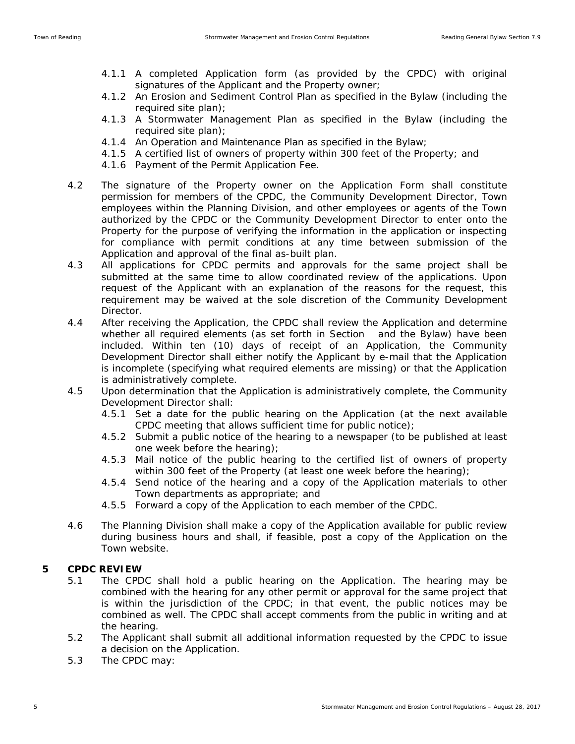- 4.1.1 A completed Application form (as provided by the CPDC) with original signatures of the Applicant and the Property owner;
- 4.1.2 An Erosion and Sediment Control Plan as specified in the Bylaw (including the required site plan);
- 4.1.3 A Stormwater Management Plan as specified in the Bylaw (including the required site plan);
- 4.1.4 An Operation and Maintenance Plan as specified in the Bylaw;
- 4.1.5 A certified list of owners of property within 300 feet of the Property; and
- 4.1.6 Payment of the Permit Application Fee.

4.2 The signature of the Property owner on the Application Form shall constitute permission for members of the CPDC, the Community Development Director, Town employees within the Planning Division, and other employees or agents of the Town authorized by the CPDC or the Community Development Director to enter onto the Property for the purpose of verifying the information in the application or inspecting for compliance with permit conditions at any time between submission of the Application and approval of the final as-built plan.

4.3 All applications for CPDC permits and approvals for the same project shall be submitted at the same time to allow coordinated review of the applications. Upon request of the Applicant with an explanation of the reasons for the request, this requirement may be waived at the sole discretion of the Community Development Director.

4.4 After receiving the Application, the CPDC shall review the Application and determine whether all required elements (as set forth in Section  and the Bylaw) have been included. Within ten (10) days of receipt of an Application, the Community Development Director shall either notify the Applicant by e-mail that the Application is incomplete (specifying what required elements are missing) or that the Application is administratively complete.

4.5 Upon determination that the Application is administratively complete, the Community Development Director shall:

- 4.5.1 Set a date for the public hearing on the Application (at the next available CPDC meeting that allows sufficient time for public notice);
- 4.5.2 Submit a public notice of the hearing to a newspaper (to be published at least one week before the hearing);
- 4.5.3 Mail notice of the public hearing to the certified list of owners of property within 300 feet of the Property (at least one week before the hearing);
- 4.5.4 Send notice of the hearing and a copy of the Application materials to other Town departments as appropriate; and
- 4.5.5 Forward a copy of the Application to each member of the CPDC.

4.6 The Planning Division shall make a copy of the Application available for public review during business hours and shall, if feasible, post a copy of the Application on the Town website.

## 5 CPDC REVIEW

5.1 The CPDC shall hold a public hearing on the Application. The hearing may be combined with the hearing for any other permit or approval for the same project that is within the jurisdiction of the CPDC; in that event, the public notices may be combined as well. The CPDC shall accept comments from the public in writing and at the hearing.

5.2 The Applicant shall submit all additional information requested by the CPDC to issue a decision on the Application.

5.3 The CPDC may: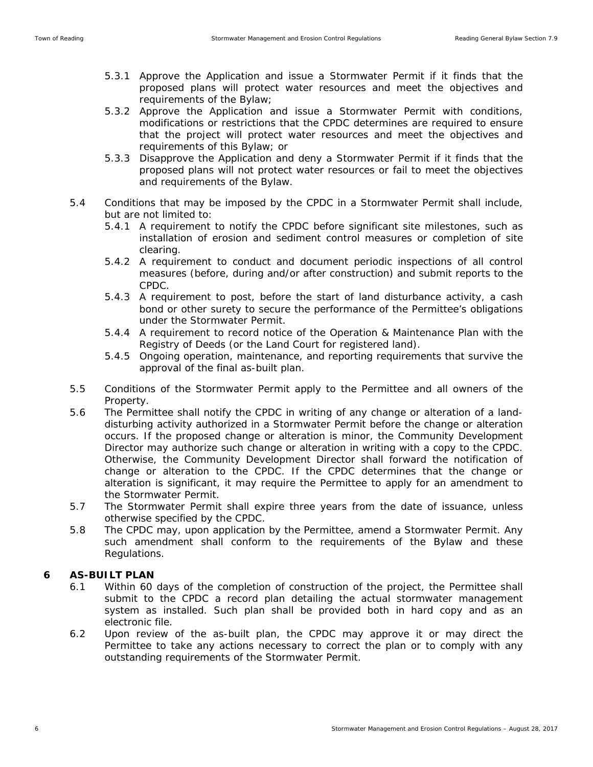5.3.1 Approve the Application and issue a Stormwater Permit if it finds that the proposed plans will protect water resources and meet the objectives and requirements of the Bylaw;

5.3.2 Approve the Application and issue a Stormwater Permit with conditions, modifications or restrictions that the CPDC determines are required to ensure that the project will protect water resources and meet the objectives and requirements of this Bylaw; or

5.3.3 Disapprove the Application and deny a Stormwater Permit if it finds that the proposed plans will not protect water resources or fail to meet the objectives and requirements of the Bylaw.

5.4 Conditions that may be imposed by the CPDC in a Stormwater Permit shall include, but are not limited to:

5.4.1 A requirement to notify the CPDC before significant site milestones, such as installation of erosion and sediment control measures or completion of site clearing.

5.4.2 A requirement to conduct and document periodic inspections of all control measures (before, during and/or after construction) and submit reports to the CPDC.

5.4.3 A requirement to post, before the start of land disturbance activity, a cash bond or other surety to secure the performance of the Permittee's obligations under the Stormwater Permit.

5.4.4 A requirement to record notice of the Operation & Maintenance Plan with the Registry of Deeds (or the Land Court for registered land).

5.4.5 Ongoing operation, maintenance, and reporting requirements that survive the approval of the final as-built plan.

5.5 Conditions of the Stormwater Permit apply to the Permittee and all owners of the Property.

5.6 The Permittee shall notify the CPDC in writing of any change or alteration of a land-disturbing activity authorized in a Stormwater Permit before the change or alteration occurs. If the proposed change or alteration is minor, the Community Development Director may authorize such change or alteration in writing with a copy to the CPDC. Otherwise, the Community Development Director shall forward the notification of change or alteration to the CPDC. If the CPDC determines that the change or alteration is significant, it may require the Permittee to apply for an amendment to the Stormwater Permit.

5.7 The Stormwater Permit shall expire three years from the date of issuance, unless otherwise specified by the CPDC.

5.8 The CPDC may, upon application by the Permittee, amend a Stormwater Permit. Any such amendment shall conform to the requirements of the Bylaw and these Regulations.

## 6 AS-BUILT PLAN

6.1 Within 60 days of the completion of construction of the project, the Permittee shall submit to the CPDC a record plan detailing the actual stormwater management system as installed. Such plan shall be provided both in hard copy and as an electronic file.

6.2 Upon review of the as-built plan, the CPDC may approve it or may direct the Permittee to take any actions necessary to correct the plan or to comply with any outstanding requirements of the Stormwater Permit.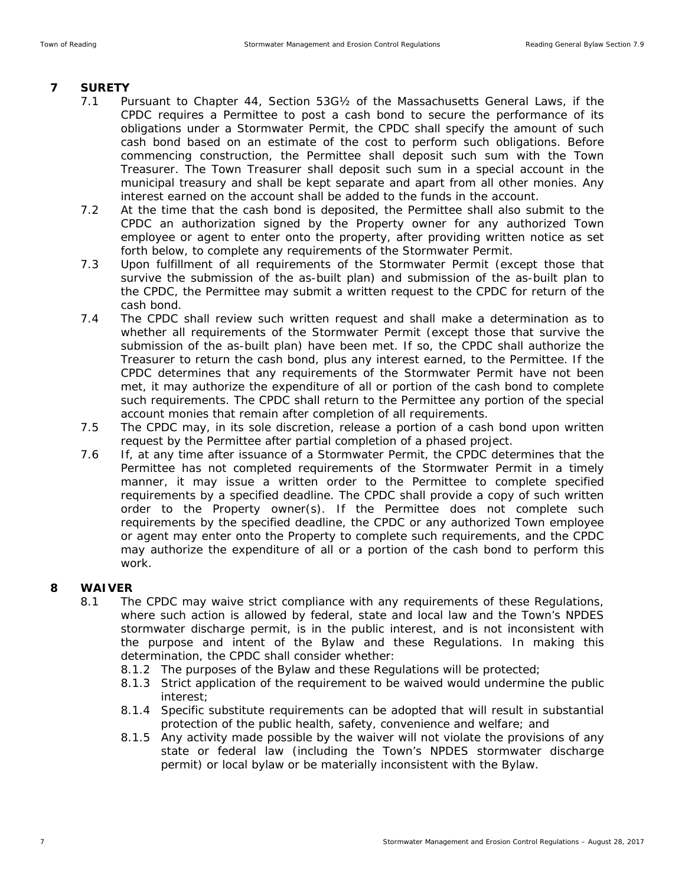## 7 SURETY

7.1 Pursuant to Chapter 44, Section 53G½ of the Massachusetts General Laws, if the CPDC requires a Permittee to post a cash bond to secure the performance of its obligations under a Stormwater Permit, the CPDC shall specify the amount of such cash bond based on an estimate of the cost to perform such obligations. Before commencing construction, the Permittee shall deposit such sum with the Town Treasurer. The Town Treasurer shall deposit such sum in a special account in the municipal treasury and shall be kept separate and apart from all other monies. Any interest earned on the account shall be added to the funds in the account.

7.2 At the time that the cash bond is deposited, the Permittee shall also submit to the CPDC an authorization signed by the Property owner for any authorized Town employee or agent to enter onto the property, after providing written notice as set forth below, to complete any requirements of the Stormwater Permit.

7.3 Upon fulfillment of all requirements of the Stormwater Permit (except those that survive the submission of the as-built plan) and submission of the as-built plan to the CPDC, the Permittee may submit a written request to the CPDC for return of the cash bond.

7.4 The CPDC shall review such written request and shall make a determination as to whether all requirements of the Stormwater Permit (except those that survive the submission of the as-built plan) have been met. If so, the CPDC shall authorize the Treasurer to return the cash bond, plus any interest earned, to the Permittee. If the CPDC determines that any requirements of the Stormwater Permit have not been met, it may authorize the expenditure of all or portion of the cash bond to complete such requirements. The CPDC shall return to the Permittee any portion of the special account monies that remain after completion of all requirements.

7.5 The CPDC may, in its sole discretion, release a portion of a cash bond upon written request by the Permittee after partial completion of a phased project.

7.6 If, at any time after issuance of a Stormwater Permit, the CPDC determines that the Permittee has not completed requirements of the Stormwater Permit in a timely manner, it may issue a written order to the Permittee to complete specified requirements by a specified deadline. The CPDC shall provide a copy of such written order to the Property owner(s). If the Permittee does not complete such requirements by the specified deadline, the CPDC or any authorized Town employee or agent may enter onto the Property to complete such requirements, and the CPDC may authorize the expenditure of all or a portion of the cash bond to perform this work.

## 8 WAIVER

8.1 The CPDC may waive strict compliance with any requirements of these Regulations, where such action is allowed by federal, state and local law and the Town's NPDES stormwater discharge permit, is in the public interest, and is not inconsistent with the purpose and intent of the Bylaw and these Regulations. In making this determination, the CPDC shall consider whether:

8.1.2 The purposes of the Bylaw and these Regulations will be protected;

8.1.3 Strict application of the requirement to be waived would undermine the public interest;

8.1.4 Specific substitute requirements can be adopted that will result in substantial protection of the public health, safety, convenience and welfare; and

8.1.5 Any activity made possible by the waiver will not violate the provisions of any state or federal law (including the Town's NPDES stormwater discharge permit) or local bylaw or be materially inconsistent with the Bylaw.